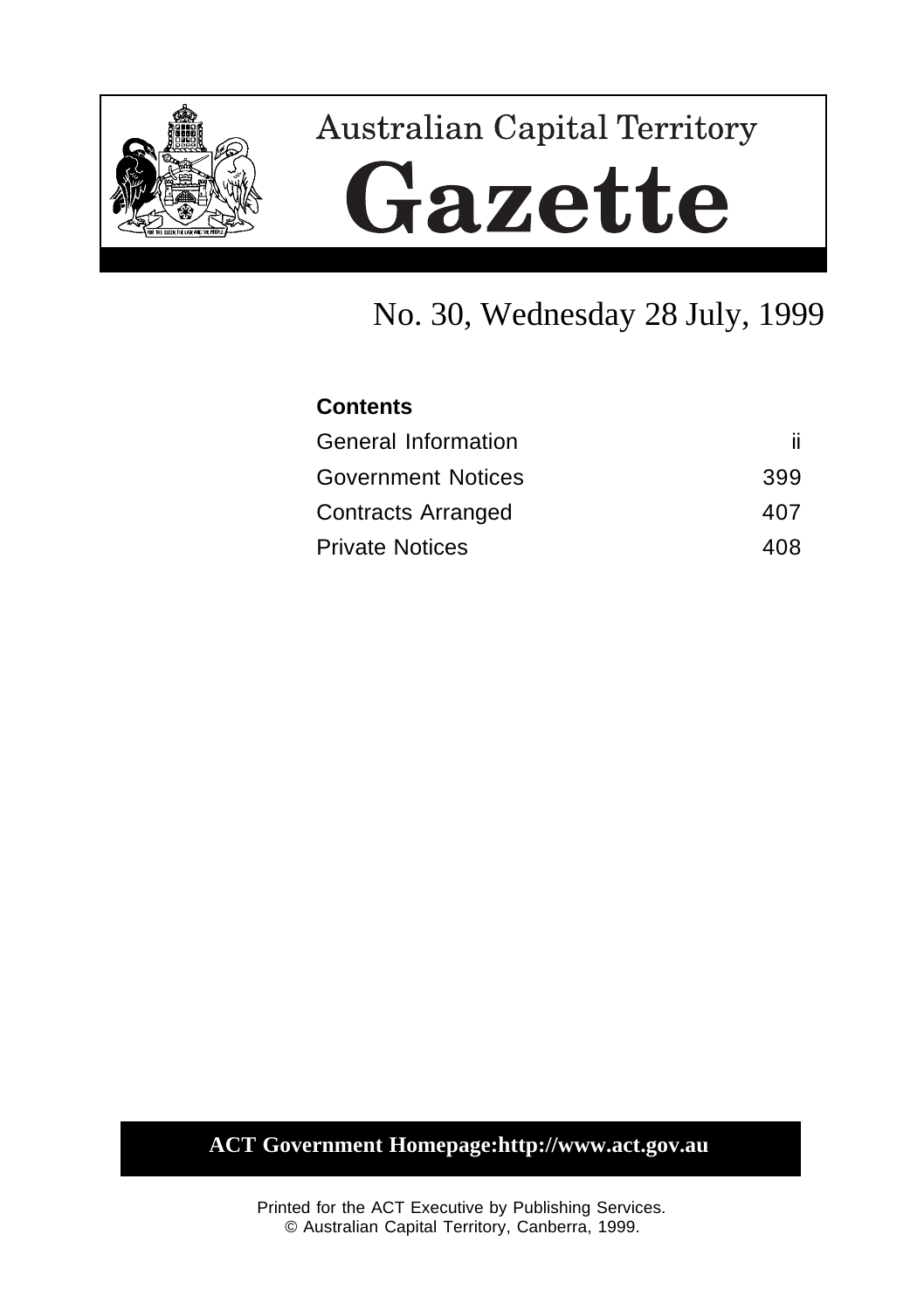# Australian Capital Territory

# Gazette

No. 30, Wednesday 28 July, 1999

**Contents**

| | |
|---|---|
| General Information | ii |
| Government Notices | 399 |
| Contracts Arranged | 407 |
| Private Notices | 408 |

**ACT Government Homepage:http://www.act.gov.au**

Printed for the ACT Executive by Publishing Services.
© Australian Capital Territory, Canberra, 1999.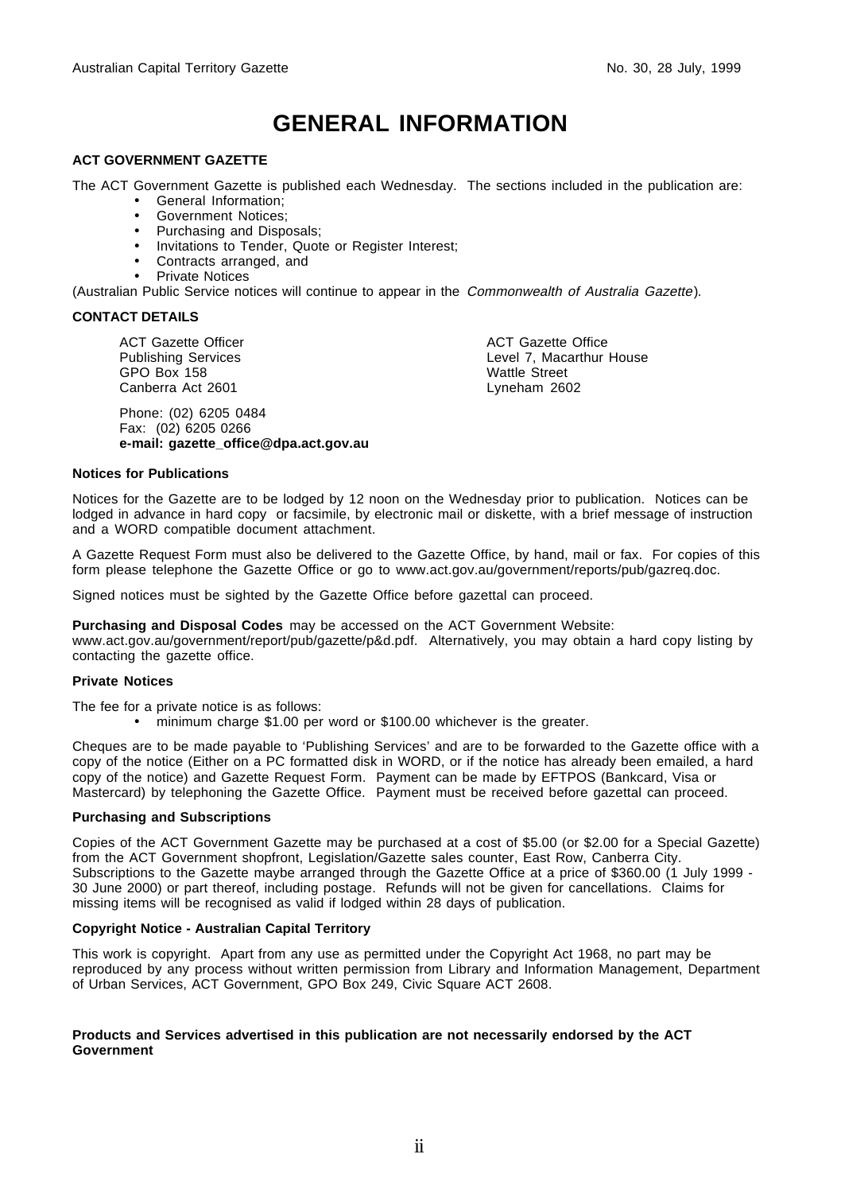# GENERAL INFORMATION

**ACT GOVERNMENT GAZETTE**

The ACT Government Gazette is published each Wednesday. The sections included in the publication are:

- General Information;
- Government Notices;
- Purchasing and Disposals;
- Invitations to Tender, Quote or Register Interest;
- Contracts arranged, and
- Private Notices

(Australian Public Service notices will continue to appear in the *Commonwealth of Australia Gazette*).

**CONTACT DETAILS**

ACT Gazette Officer
Publishing Services
GPO Box 158
Canberra Act 2601

ACT Gazette Office
Level 7, Macarthur House
Wattle Street
Lyneham 2602

Phone: (02) 6205 0484
Fax: (02) 6205 0266
**e-mail: gazette_office@dpa.act.gov.au**

**Notices for Publications**

Notices for the Gazette are to be lodged by 12 noon on the Wednesday prior to publication. Notices can be lodged in advance in hard copy or facsimile, by electronic mail or diskette, with a brief message of instruction and a WORD compatible document attachment.

A Gazette Request Form must also be delivered to the Gazette Office, by hand, mail or fax. For copies of this form please telephone the Gazette Office or go to www.act.gov.au/government/reports/pub/gazreq.doc.

Signed notices must be sighted by the Gazette Office before gazettal can proceed.

**Purchasing and Disposal Codes** may be accessed on the ACT Government Website: www.act.gov.au/government/report/pub/gazette/p&d.pdf. Alternatively, you may obtain a hard copy listing by contacting the gazette office.

**Private Notices**

The fee for a private notice is as follows:

- minimum charge $1.00 per word or $100.00 whichever is the greater.

Cheques are to be made payable to 'Publishing Services' and are to be forwarded to the Gazette office with a copy of the notice (Either on a PC formatted disk in WORD, or if the notice has already been emailed, a hard copy of the notice) and Gazette Request Form. Payment can be made by EFTPOS (Bankcard, Visa or Mastercard) by telephoning the Gazette Office. Payment must be received before gazettal can proceed.

**Purchasing and Subscriptions**

Copies of the ACT Government Gazette may be purchased at a cost of $5.00 (or $2.00 for a Special Gazette) from the ACT Government shopfront, Legislation/Gazette sales counter, East Row, Canberra City. Subscriptions to the Gazette maybe arranged through the Gazette Office at a price of $360.00 (1 July 1999 - 30 June 2000) or part thereof, including postage. Refunds will not be given for cancellations. Claims for missing items will be recognised as valid if lodged within 28 days of publication.

**Copyright Notice - Australian Capital Territory**

This work is copyright. Apart from any use as permitted under the Copyright Act 1968, no part may be reproduced by any process without written permission from Library and Information Management, Department of Urban Services, ACT Government, GPO Box 249, Civic Square ACT 2608.

**Products and Services advertised in this publication are not necessarily endorsed by the ACT Government**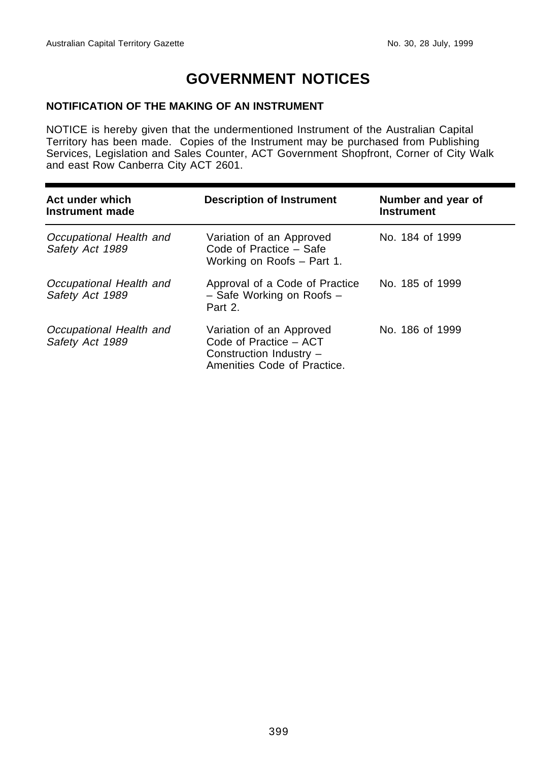# GOVERNMENT NOTICES

**NOTIFICATION OF THE MAKING OF AN INSTRUMENT**

NOTICE is hereby given that the undermentioned Instrument of the Australian Capital Territory has been made. Copies of the Instrument may be purchased from Publishing Services, Legislation and Sales Counter, ACT Government Shopfront, Corner of City Walk and east Row Canberra City ACT 2601.

| Act under which Instrument made | Description of Instrument | Number and year of Instrument |
|---|---|---|
| *Occupational Health and Safety Act 1989* | Variation of an Approved Code of Practice – Safe Working on Roofs – Part 1. | No. 184 of 1999 |
| *Occupational Health and Safety Act 1989* | Approval of a Code of Practice – Safe Working on Roofs – Part 2. | No. 185 of 1999 |
| *Occupational Health and Safety Act 1989* | Variation of an Approved Code of Practice – ACT Construction Industry – Amenities Code of Practice. | No. 186 of 1999 |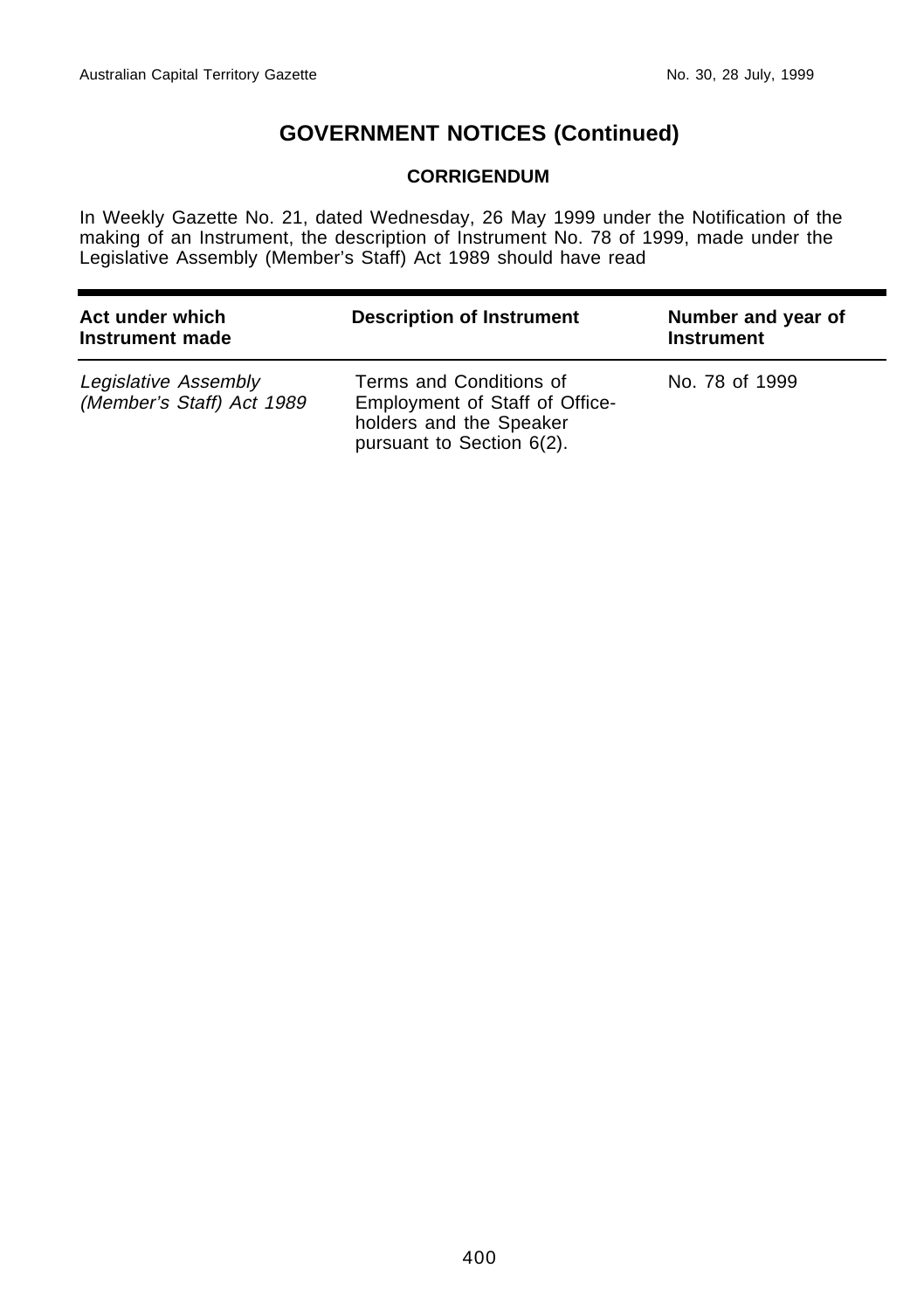## GOVERNMENT NOTICES (Continued)

### CORRIGENDUM

In Weekly Gazette No. 21, dated Wednesday, 26 May 1999 under the Notification of the making of an Instrument, the description of Instrument No. 78 of 1999, made under the Legislative Assembly (Member's Staff) Act 1989 should have read

| Act under which Instrument made | Description of Instrument | Number and year of Instrument |
|---|---|---|
| *Legislative Assembly (Member's Staff) Act 1989* | Terms and Conditions of Employment of Staff of Office-holders and the Speaker pursuant to Section 6(2). | No. 78 of 1999 |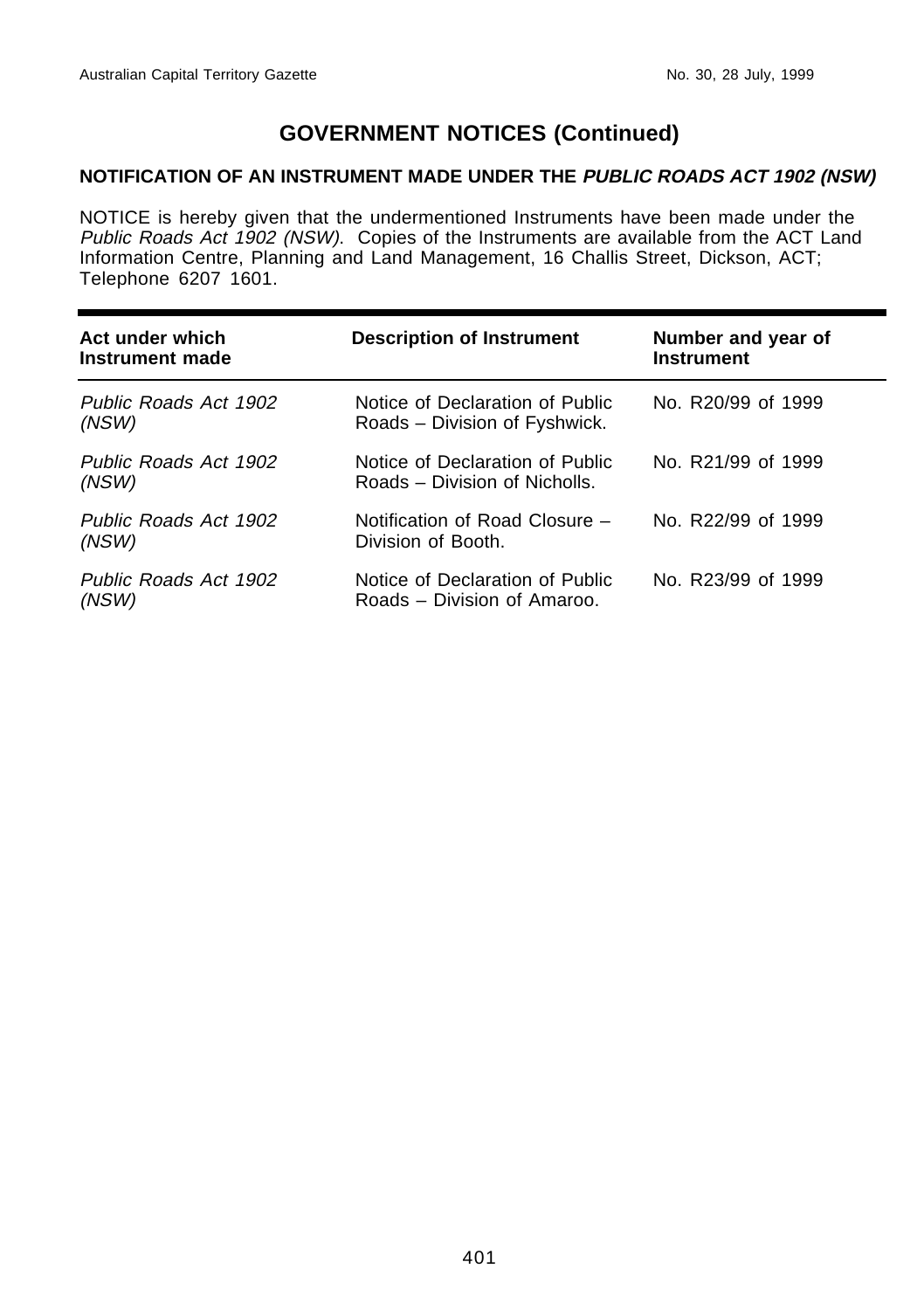## GOVERNMENT NOTICES (Continued)

### NOTIFICATION OF AN INSTRUMENT MADE UNDER THE *PUBLIC ROADS ACT 1902 (NSW)*

NOTICE is hereby given that the undermentioned Instruments have been made under the *Public Roads Act 1902 (NSW).* Copies of the Instruments are available from the ACT Land Information Centre, Planning and Land Management, 16 Challis Street, Dickson, ACT; Telephone 6207 1601.

| Act under which Instrument made | Description of Instrument | Number and year of Instrument |
|---|---|---|
| *Public Roads Act 1902 (NSW)* | Notice of Declaration of Public Roads – Division of Fyshwick. | No. R20/99 of 1999 |
| *Public Roads Act 1902 (NSW)* | Notice of Declaration of Public Roads – Division of Nicholls. | No. R21/99 of 1999 |
| *Public Roads Act 1902 (NSW)* | Notification of Road Closure – Division of Booth. | No. R22/99 of 1999 |
| *Public Roads Act 1902 (NSW)* | Notice of Declaration of Public Roads – Division of Amaroo. | No. R23/99 of 1999 |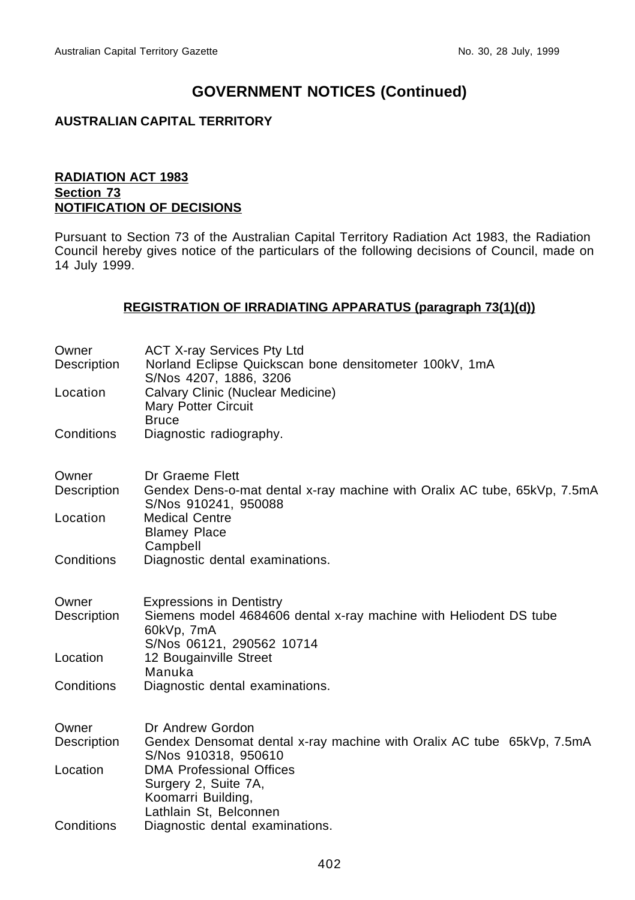# GOVERNMENT NOTICES (Continued)

**AUSTRALIAN CAPITAL TERRITORY**

**RADIATION ACT 1983**
**Section 73**
**NOTIFICATION OF DECISIONS**

Pursuant to Section 73 of the Australian Capital Territory Radiation Act 1983, the Radiation Council hereby gives notice of the particulars of the following decisions of Council, made on 14 July 1999.

**REGISTRATION OF IRRADIATING APPARATUS (paragraph 73(1)(d))**

Owner ACT X-ray Services Pty Ltd
Description Norland Eclipse Quickscan bone densitometer 100kV, 1mA
S/Nos 4207, 1886, 3206
Location Calvary Clinic (Nuclear Medicine)
Mary Potter Circuit
Bruce
Conditions Diagnostic radiography.

Owner Dr Graeme Flett
Description Gendex Dens-o-mat dental x-ray machine with Oralix AC tube, 65kVp, 7.5mA
S/Nos 910241, 950088
Location Medical Centre
Blamey Place
Campbell
Conditions Diagnostic dental examinations.

Owner Expressions in Dentistry
Description Siemens model 4684606 dental x-ray machine with Heliodent DS tube
60kVp, 7mA
S/Nos 06121, 290562 10714
Location 12 Bougainville Street
Manuka
Conditions Diagnostic dental examinations.

Owner Dr Andrew Gordon
Description Gendex Densomat dental x-ray machine with Oralix AC tube 65kVp, 7.5mA
S/Nos 910318, 950610
Location DMA Professional Offices
Surgery 2, Suite 7A,
Koomarri Building,
Lathlain St, Belconnen
Conditions Diagnostic dental examinations.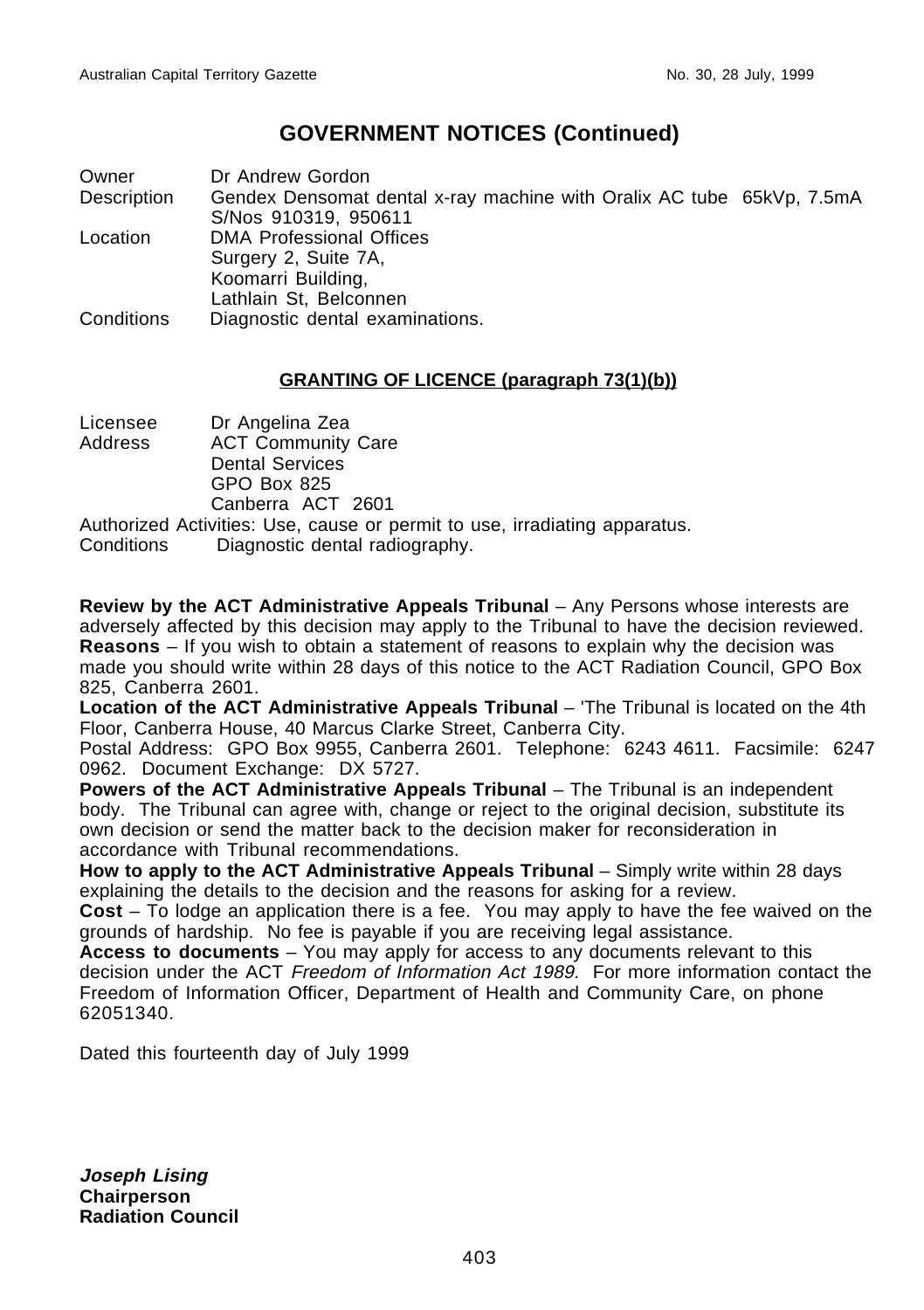## GOVERNMENT NOTICES (Continued)

| | |
|---|---|
| Owner | Dr Andrew Gordon |
| Description | Gendex Densomat dental x-ray machine with Oralix AC tube 65kVp, 7.5mA S/Nos 910319, 950611 |
| Location | DMA Professional Offices<br>Surgery 2, Suite 7A,<br>Koomarri Building,<br>Lathlain St, Belconnen |
| Conditions | Diagnostic dental examinations. |

### GRANTING OF LICENCE (paragraph 73(1)(b))

| | |
|---|---|
| Licensee | Dr Angelina Zea |
| Address | ACT Community Care<br>Dental Services<br>GPO Box 825<br>Canberra ACT 2601 |

Authorized Activities: Use, cause or permit to use, irradiating apparatus.

Conditions Diagnostic dental radiography.

**Review by the ACT Administrative Appeals Tribunal** – Any Persons whose interests are adversely affected by this decision may apply to the Tribunal to have the decision reviewed.
**Reasons** – If you wish to obtain a statement of reasons to explain why the decision was made you should write within 28 days of this notice to the ACT Radiation Council, GPO Box 825, Canberra 2601.
**Location of the ACT Administrative Appeals Tribunal** – 'The Tribunal is located on the 4th Floor, Canberra House, 40 Marcus Clarke Street, Canberra City.
Postal Address: GPO Box 9955, Canberra 2601. Telephone: 6243 4611. Facsimile: 6247 0962. Document Exchange: DX 5727.
**Powers of the ACT Administrative Appeals Tribunal** – The Tribunal is an independent body. The Tribunal can agree with, change or reject to the original decision, substitute its own decision or send the matter back to the decision maker for reconsideration in accordance with Tribunal recommendations.
**How to apply to the ACT Administrative Appeals Tribunal** – Simply write within 28 days explaining the details to the decision and the reasons for asking for a review.
**Cost** – To lodge an application there is a fee. You may apply to have the fee waived on the grounds of hardship. No fee is payable if you are receiving legal assistance.
**Access to documents** – You may apply for access to any documents relevant to this decision under the ACT *Freedom of Information Act 1989.* For more information contact the Freedom of Information Officer, Department of Health and Community Care, on phone 62051340.

Dated this fourteenth day of July 1999

***Joseph Lising***
**Chairperson**
**Radiation Council**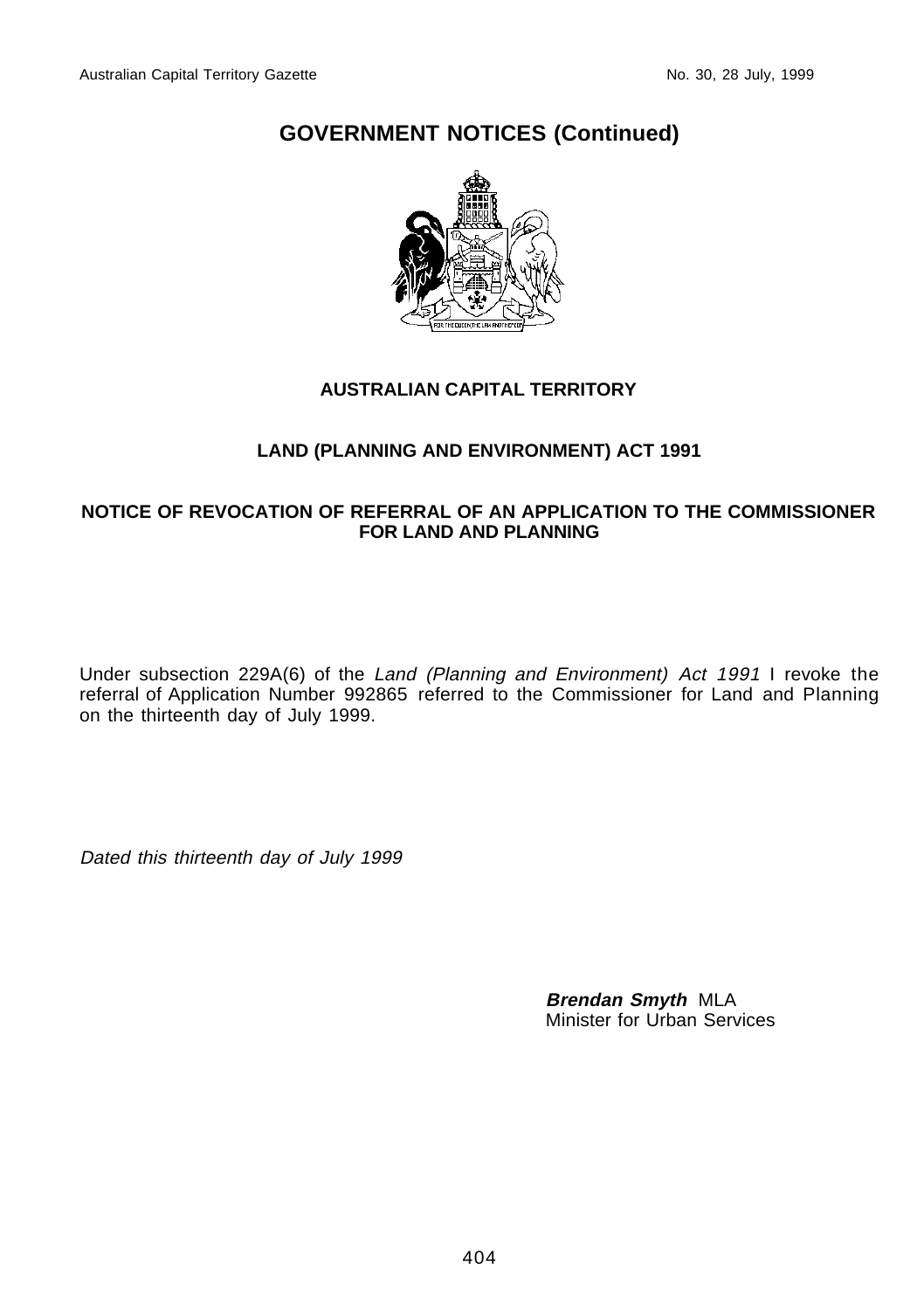# GOVERNMENT NOTICES (Continued)

**AUSTRALIAN CAPITAL TERRITORY**

**LAND (PLANNING AND ENVIRONMENT) ACT 1991**

**NOTICE OF REVOCATION OF REFERRAL OF AN APPLICATION TO THE COMMISSIONER FOR LAND AND PLANNING**

Under subsection 229A(6) of the *Land (Planning and Environment) Act 1991* I revoke the referral of Application Number 992865 referred to the Commissioner for Land and Planning on the thirteenth day of July 1999.

*Dated this thirteenth day of July 1999*

***Brendan Smyth*** MLA
Minister for Urban Services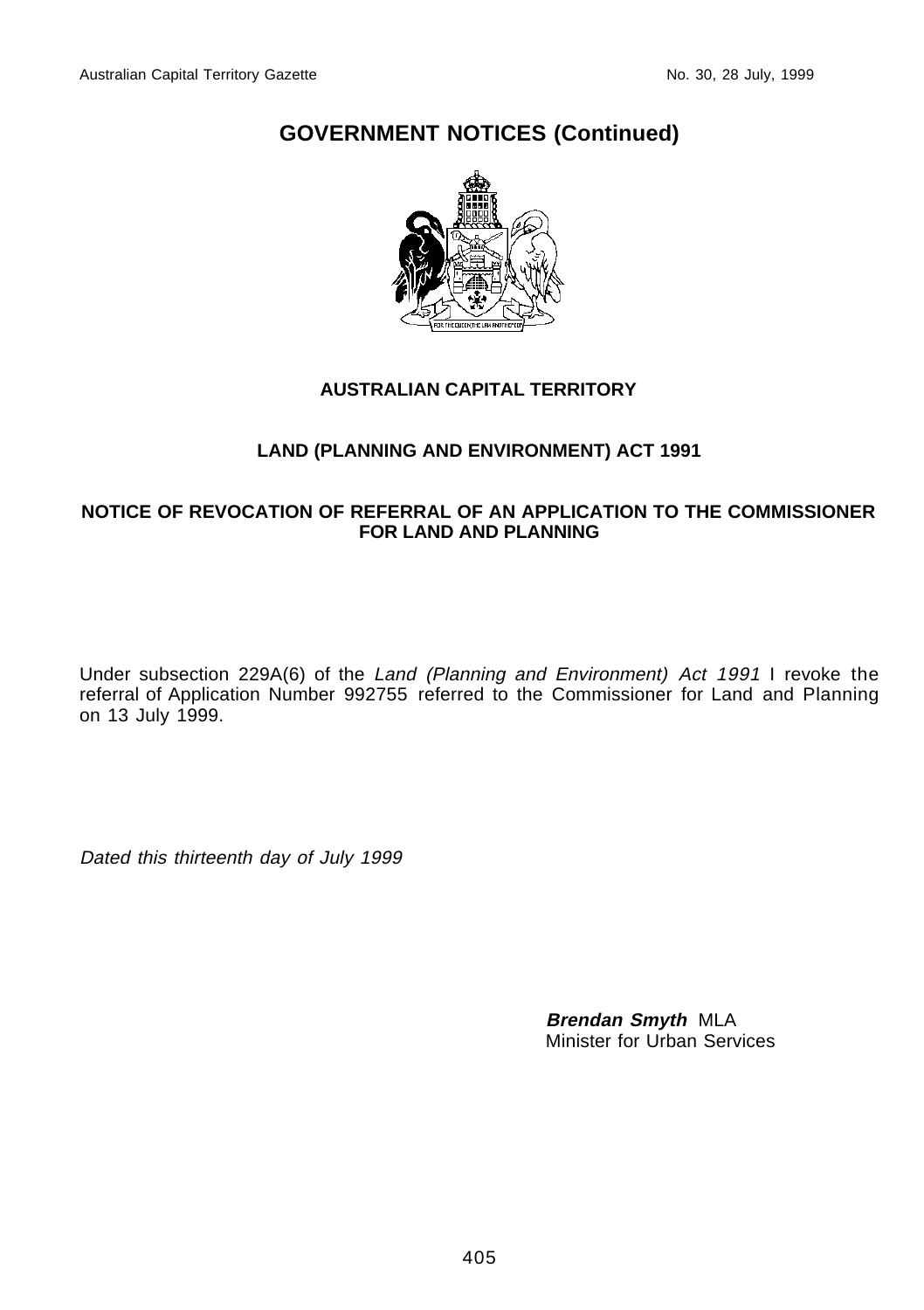# GOVERNMENT NOTICES (Continued)

**AUSTRALIAN CAPITAL TERRITORY**

**LAND (PLANNING AND ENVIRONMENT) ACT 1991**

**NOTICE OF REVOCATION OF REFERRAL OF AN APPLICATION TO THE COMMISSIONER FOR LAND AND PLANNING**

Under subsection 229A(6) of the *Land (Planning and Environment) Act 1991* I revoke the referral of Application Number 992755 referred to the Commissioner for Land and Planning on 13 July 1999.

*Dated this thirteenth day of July 1999*

***Brendan Smyth*** MLA
Minister for Urban Services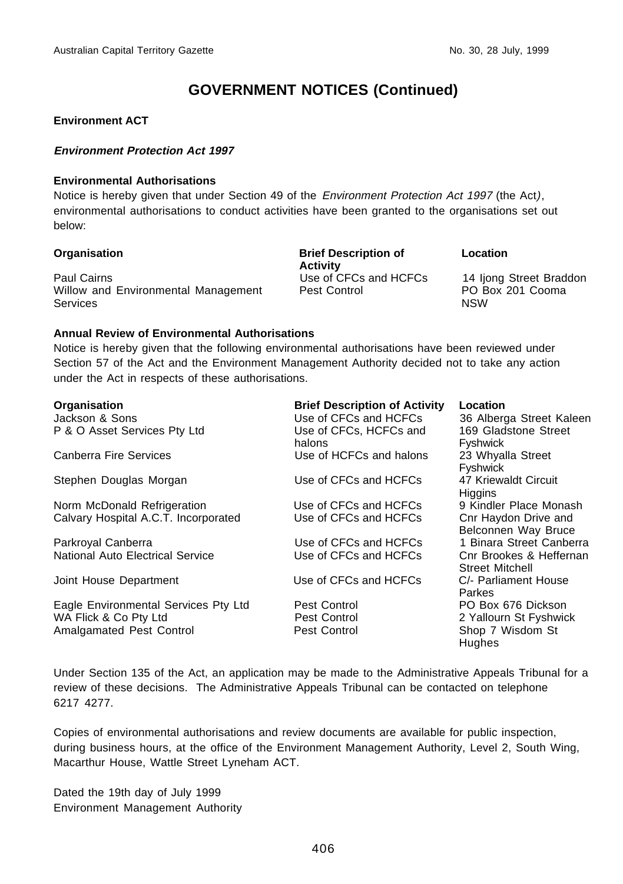# GOVERNMENT NOTICES (Continued)

**Environment ACT**

***Environment Protection Act 1997***

**Environmental Authorisations**

Notice is hereby given that under Section 49 of the *Environment Protection Act 1997* (the Act*)*, environmental authorisations to conduct activities have been granted to the organisations set out below:

| Organisation | Brief Description of Activity | Location |
|---|---|---|
| Paul Cairns | Use of CFCs and HCFCs | 14 Ijong Street Braddon |
| Willow and Environmental Management Services | Pest Control | PO Box 201 Cooma NSW |

**Annual Review of Environmental Authorisations**

Notice is hereby given that the following environmental authorisations have been reviewed under Section 57 of the Act and the Environment Management Authority decided not to take any action under the Act in respects of these authorisations.

| Organisation | Brief Description of Activity | Location |
|---|---|---|
| Jackson & Sons | Use of CFCs and HCFCs | 36 Alberga Street Kaleen |
| P & O Asset Services Pty Ltd | Use of CFCs, HCFCs and halons | 169 Gladstone Street Fyshwick |
| Canberra Fire Services | Use of HCFCs and halons | 23 Whyalla Street Fyshwick |
| Stephen Douglas Morgan | Use of CFCs and HCFCs | 47 Kriewaldt Circuit Higgins |
| Norm McDonald Refrigeration | Use of CFCs and HCFCs | 9 Kindler Place Monash |
| Calvary Hospital A.C.T. Incorporated | Use of CFCs and HCFCs | Cnr Haydon Drive and Belconnen Way Bruce |
| Parkroyal Canberra | Use of CFCs and HCFCs | 1 Binara Street Canberra |
| National Auto Electrical Service | Use of CFCs and HCFCs | Cnr Brookes & Heffernan Street Mitchell |
| Joint House Department | Use of CFCs and HCFCs | C/- Parliament House Parkes |
| Eagle Environmental Services Pty Ltd | Pest Control | PO Box 676 Dickson |
| WA Flick & Co Pty Ltd | Pest Control | 2 Yallourn St Fyshwick |
| Amalgamated Pest Control | Pest Control | Shop 7 Wisdom St Hughes |

Under Section 135 of the Act, an application may be made to the Administrative Appeals Tribunal for a review of these decisions. The Administrative Appeals Tribunal can be contacted on telephone 6217 4277.

Copies of environmental authorisations and review documents are available for public inspection, during business hours, at the office of the Environment Management Authority, Level 2, South Wing, Macarthur House, Wattle Street Lyneham ACT.

Dated the 19th day of July 1999
Environment Management Authority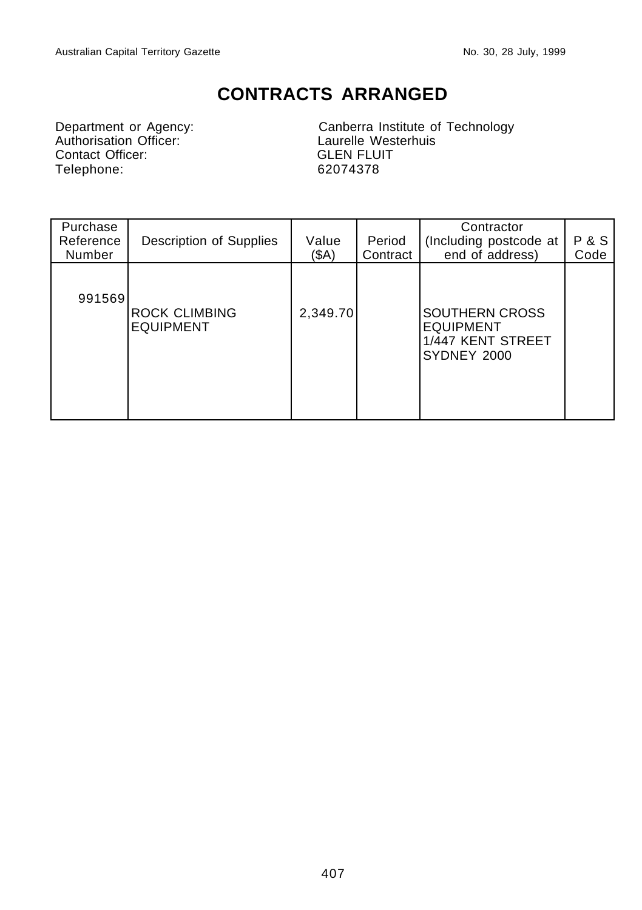# CONTRACTS ARRANGED

Department or Agency: Canberra Institute of Technology
Authorisation Officer: Laurelle Westerhuis
Contact Officer: GLEN FLUIT
Telephone: 62074378

| Purchase Reference Number | Description of Supplies | Value ($A) | Period Contract | Contractor (Including postcode at end of address) | P & S Code |
|---|---|---|---|---|---|
| 991569 | ROCK CLIMBING EQUIPMENT | 2,349.70 | | SOUTHERN CROSS EQUIPMENT 1/447 KENT STREET SYDNEY 2000 | |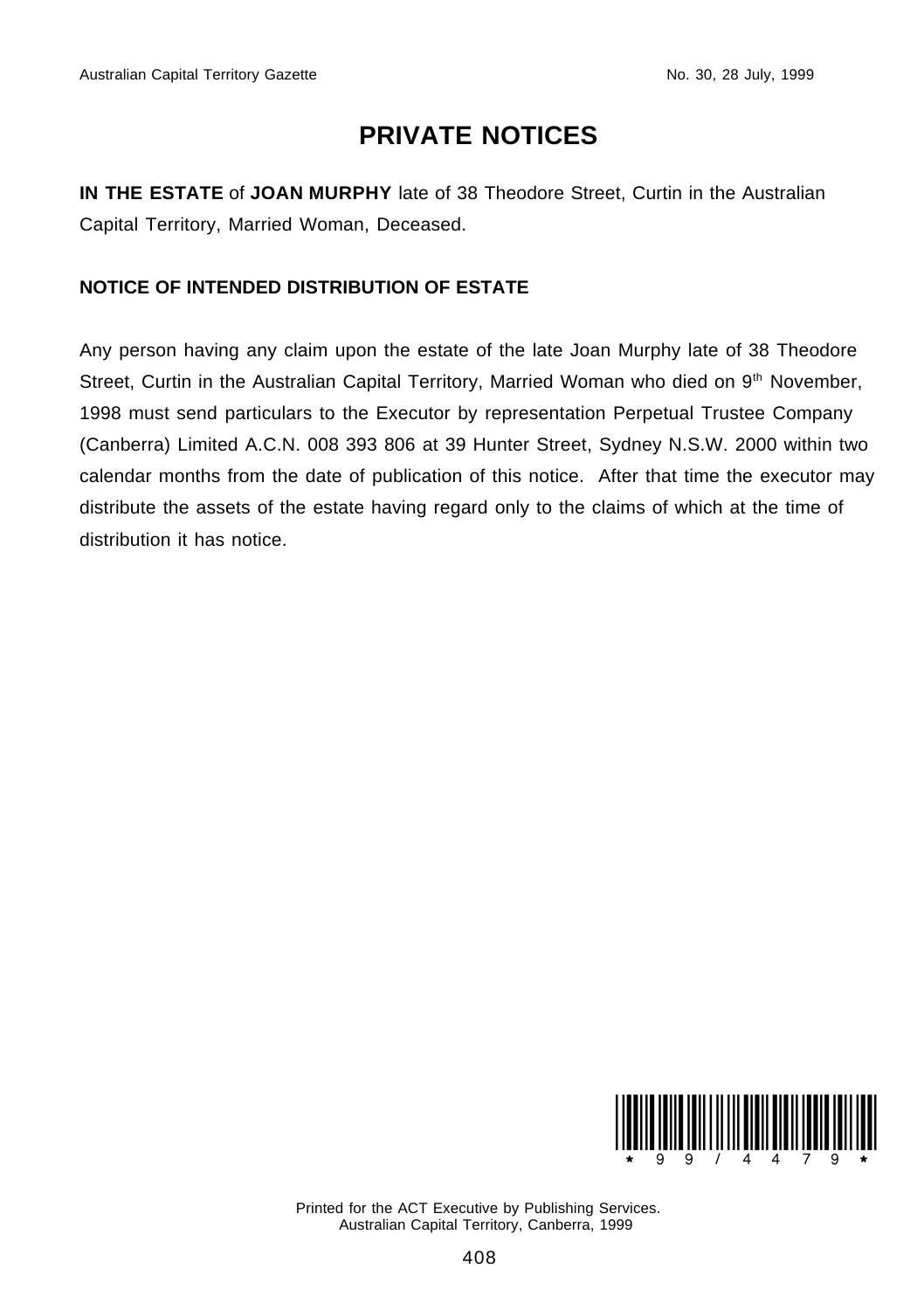# PRIVATE NOTICES

**IN THE ESTATE** of **JOAN MURPHY** late of 38 Theodore Street, Curtin in the Australian Capital Territory, Married Woman, Deceased.

**NOTICE OF INTENDED DISTRIBUTION OF ESTATE**

Any person having any claim upon the estate of the late Joan Murphy late of 38 Theodore Street, Curtin in the Australian Capital Territory, Married Woman who died on 9th November, 1998 must send particulars to the Executor by representation Perpetual Trustee Company (Canberra) Limited A.C.N. 008 393 806 at 39 Hunter Street, Sydney N.S.W. 2000 within two calendar months from the date of publication of this notice. After that time the executor may distribute the assets of the estate having regard only to the claims of which at the time of distribution it has notice.

*99/4479*

Printed for the ACT Executive by Publishing Services.
Australian Capital Territory, Canberra, 1999